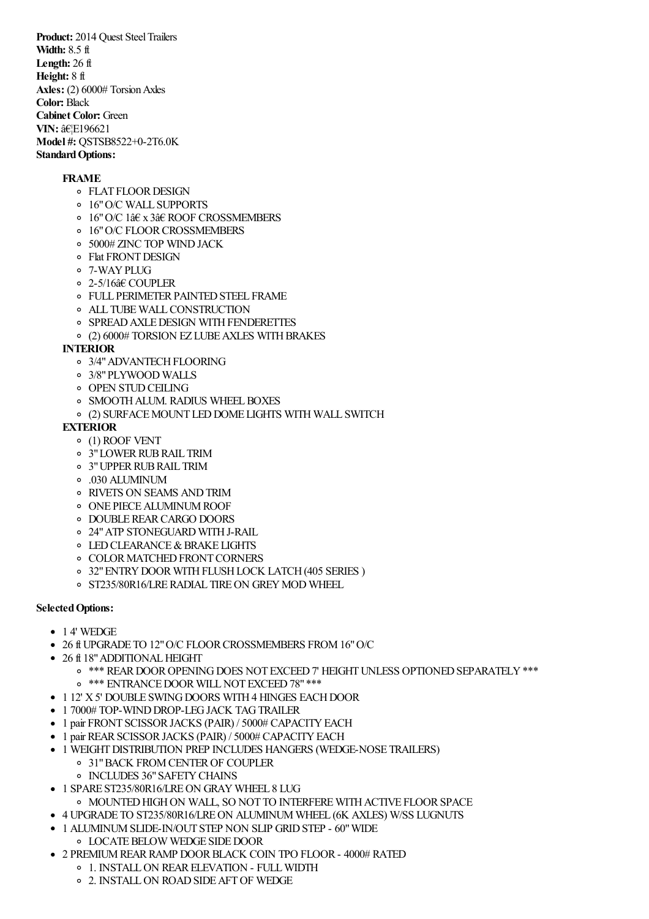**Product:** 2014 Quest Steel Trailers
**Width:** 8.5 ft
**Length:** 26 ft
**Height:** 8 ft
**Axles:** (2) 6000# Torsion Axles
**Color:** Black
**Cabinet Color:** Green
**VIN:** â€¦E196621
**Model #:** QSTSB8522+0-2T6.0K
**Standard Options:**

**FRAME**

- FLAT FLOOR DESIGN
- 16" O/C WALL SUPPORTS
- 16" O/C 1â€ x 3â€ ROOF CROSSMEMBERS
- 16" O/C FLOOR CROSSMEMBERS
- 5000# ZINC TOP WIND JACK
- Flat FRONT DESIGN
- 7-WAY PLUG
- 2-5/16â€ COUPLER
- FULL PERIMETER PAINTED STEEL FRAME
- ALL TUBE WALL CONSTRUCTION
- SPREAD AXLE DESIGN WITH FENDERETTES
- (2) 6000# TORSION EZ LUBE AXLES WITH BRAKES

**INTERIOR**

- 3/4" ADVANTECH FLOORING
- 3/8" PLYWOOD WALLS
- OPEN STUD CEILING
- SMOOTH ALUM. RADIUS WHEEL BOXES
- (2) SURFACE MOUNT LED DOME LIGHTS WITH WALL SWITCH

**EXTERIOR**

- (1) ROOF VENT
- 3" LOWER RUB RAIL TRIM
- 3" UPPER RUB RAIL TRIM
- .030 ALUMINUM
- RIVETS ON SEAMS AND TRIM
- ONE PIECE ALUMINUM ROOF
- DOUBLE REAR CARGO DOORS
- 24" ATP STONEGUARD WITH J-RAIL
- LED CLEARANCE & BRAKE LIGHTS
- COLOR MATCHED FRONT CORNERS
- 32" ENTRY DOOR WITH FLUSH LOCK LATCH (405 SERIES )
- ST235/80R16/LRE RADIAL TIRE ON GREY MOD WHEEL

**Selected Options:**

- 1 4' WEDGE
- 26 ft UPGRADE TO 12" O/C FLOOR CROSSMEMBERS FROM 16" O/C
- 26 ft 18" ADDITIONAL HEIGHT
  - *** REAR DOOR OPENING DOES NOT EXCEED 7' HEIGHT UNLESS OPTIONED SEPARATELY ***
  - *** ENTRANCE DOOR WILL NOT EXCEED 78" ***
- 1 12' X 5' DOUBLE SWING DOORS WITH 4 HINGES EACH DOOR
- 1 7000# TOP-WIND DROP-LEG JACK TAG TRAILER
- 1 pair FRONT SCISSOR JACKS (PAIR) / 5000# CAPACITY EACH
- 1 pair REAR SCISSOR JACKS (PAIR) / 5000# CAPACITY EACH
- 1 WEIGHT DISTRIBUTION PREP INCLUDES HANGERS (WEDGE-NOSE TRAILERS)
  - 31" BACK FROM CENTER OF COUPLER
  - INCLUDES 36" SAFETY CHAINS
- 1 SPARE ST235/80R16/LRE ON GRAY WHEEL 8 LUG
  - MOUNTED HIGH ON WALL, SO NOT TO INTERFERE WITH ACTIVE FLOOR SPACE
- 4 UPGRADE TO ST235/80R16/LRE ON ALUMINUM WHEEL (6K AXLES) W/SS LUGNUTS
- 1 ALUMINUM SLIDE-IN/OUT STEP NON SLIP GRID STEP - 60" WIDE
  - LOCATE BELOW WEDGE SIDE DOOR
- 2 PREMIUM REAR RAMP DOOR BLACK COIN TPO FLOOR - 4000# RATED
  - 1. INSTALL ON REAR ELEVATION - FULL WIDTH
  - 2. INSTALL ON ROAD SIDE AFT OF WEDGE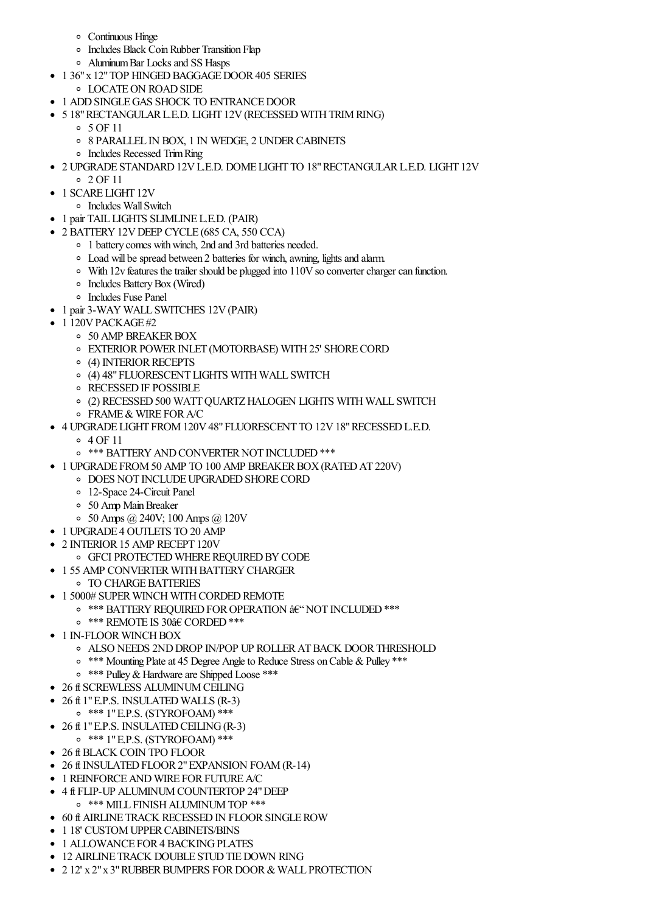- Continuous Hinge
  - Includes Black Coin Rubber Transition Flap
  - Aluminum Bar Locks and SS Hasps
- 1 36" x 12" TOP HINGED BAGGAGE DOOR 405 SERIES
  - LOCATE ON ROAD SIDE
- 1 ADD SINGLE GAS SHOCK TO ENTRANCE DOOR
- 5 18" RECTANGULAR L.E.D. LIGHT 12V (RECESSED WITH TRIM RING)
  - 5 OF 11
  - 8 PARALLEL IN BOX, 1 IN WEDGE, 2 UNDER CABINETS
  - Includes Recessed Trim Ring
- 2 UPGRADE STANDARD 12V L.E.D. DOME LIGHT TO 18" RECTANGULAR L.E.D. LIGHT 12V
  - 2 OF 11
- 1 SCARE LIGHT 12V
  - Includes Wall Switch
- 1 pair TAIL LIGHTS SLIMLINE L.E.D. (PAIR)
- 2 BATTERY 12V DEEP CYCLE (685 CA, 550 CCA)
  - 1 battery comes with winch, 2nd and 3rd batteries needed.
  - Load will be spread between 2 batteries for winch, awning, lights and alarm.
  - With 12v features the trailer should be plugged into 110V so converter charger can function.
  - Includes Battery Box (Wired)
  - Includes Fuse Panel
- 1 pair 3-WAY WALL SWITCHES 12V (PAIR)
- 1 120V PACKAGE #2
  - 50 AMP BREAKER BOX
  - EXTERIOR POWER INLET (MOTORBASE) WITH 25' SHORE CORD
  - (4) INTERIOR RECEPTS
  - (4) 48" FLUORESCENT LIGHTS WITH WALL SWITCH
  - RECESSED IF POSSIBLE
  - (2) RECESSED 500 WATT QUARTZ HALOGEN LIGHTS WITH WALL SWITCH
  - FRAME & WIRE FOR A/C
- 4 UPGRADE LIGHT FROM 120V 48" FLUORESCENT TO 12V 18" RECESSED L.E.D.
  - 4 OF 11
  - *** BATTERY AND CONVERTER NOT INCLUDED ***
- 1 UPGRADE FROM 50 AMP TO 100 AMP BREAKER BOX (RATED AT 220V)
  - DOES NOT INCLUDE UPGRADED SHORE CORD
  - 12-Space 24-Circuit Panel
  - 50 Amp Main Breaker
  - 50 Amps @ 240V; 100 Amps @ 120V
- 1 UPGRADE 4 OUTLETS TO 20 AMP
- 2 INTERIOR 15 AMP RECEPT 120V
  - GFCI PROTECTED WHERE REQUIRED BY CODE
- 1 55 AMP CONVERTER WITH BATTERY CHARGER
  - TO CHARGE BATTERIES
- 1 5000# SUPER WINCH WITH CORDED REMOTE
  - *** BATTERY REQUIRED FOR OPERATION â€" NOT INCLUDED ***
  - *** REMOTE IS 30â€ CORDED ***
- 1 IN-FLOOR WINCH BOX
  - ALSO NEEDS 2ND DROP IN/POP UP ROLLER AT BACK DOOR THRESHOLD
  - *** Mounting Plate at 45 Degree Angle to Reduce Stress on Cable & Pulley ***
  - *** Pulley & Hardware are Shipped Loose ***
- 26 ft SCREWLESS ALUMINUM CEILING
- 26 ft 1" E.P.S. INSULATED WALLS (R-3)
  - *** 1" E.P.S. (STYROFOAM) ***
- 26 ft 1" E.P.S. INSULATED CEILING (R-3)
  - *** 1" E.P.S. (STYROFOAM) ***
- 26 ft BLACK COIN TPO FLOOR
- 26 ft INSULATED FLOOR 2" EXPANSION FOAM (R-14)
- 1 REINFORCE AND WIRE FOR FUTURE A/C
- 4 ft FLIP-UP ALUMINUM COUNTERTOP 24" DEEP
  - *** MILL FINISH ALUMINUM TOP ***
- 60 ft AIRLINE TRACK RECESSED IN FLOOR SINGLE ROW
- 1 18' CUSTOM UPPER CABINETS/BINS
- 1 ALLOWANCE FOR 4 BACKING PLATES
- 12 AIRLINE TRACK DOUBLE STUD TIE DOWN RING
- 2 12' x 2" x 3" RUBBER BUMPERS FOR DOOR & WALL PROTECTION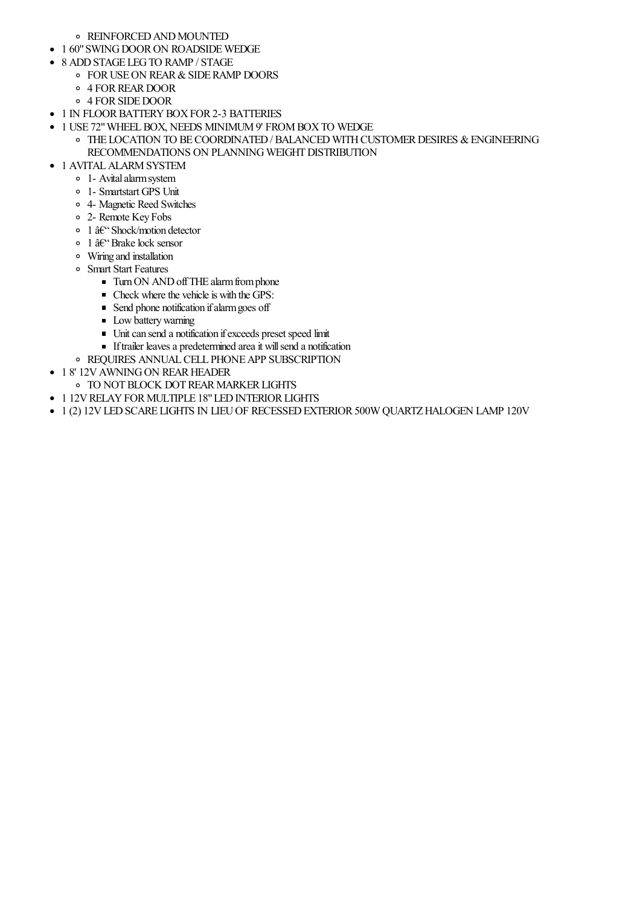- REINFORCED AND MOUNTED
- 1 60" SWING DOOR ON ROADSIDE WEDGE
- 8 ADD STAGE LEG TO RAMP / STAGE
  - FOR USE ON REAR & SIDE RAMP DOORS
  - 4 FOR REAR DOOR
  - 4 FOR SIDE DOOR
- 1 IN FLOOR BATTERY BOX FOR 2-3 BATTERIES
- 1 USE 72" WHEEL BOX, NEEDS MINIMUM 9' FROM BOX TO WEDGE
  - THE LOCATION TO BE COORDINATED / BALANCED WITH CUSTOMER DESIRES & ENGINEERING RECOMMENDATIONS ON PLANNING WEIGHT DISTRIBUTION
- 1 AVITAL ALARM SYSTEM
  - 1- Avital alarm system
  - 1- Smartstart GPS Unit
  - 4- Magnetic Reed Switches
  - 2- Remote Key Fobs
  - 1 â€“ Shock/motion detector
  - 1 â€“ Brake lock sensor
  - Wiring and installation
  - Smart Start Features
    - Turn ON AND off THE alarm from phone
    - Check where the vehicle is with the GPS:
    - Send phone notification if alarm goes off
    - Low battery warning
    - Unit can send a notification if exceeds preset speed limit
    - If trailer leaves a predetermined area it will send a notification
  - REQUIRES ANNUAL CELL PHONE APP SUBSCRIPTION
- 1 8' 12V AWNING ON REAR HEADER
  - TO NOT BLOCK DOT REAR MARKER LIGHTS
- 1 12V RELAY FOR MULTIPLE 18" LED INTERIOR LIGHTS
- 1 (2) 12V LED SCARE LIGHTS IN LIEU OF RECESSED EXTERIOR 500W QUARTZ HALOGEN LAMP 120V